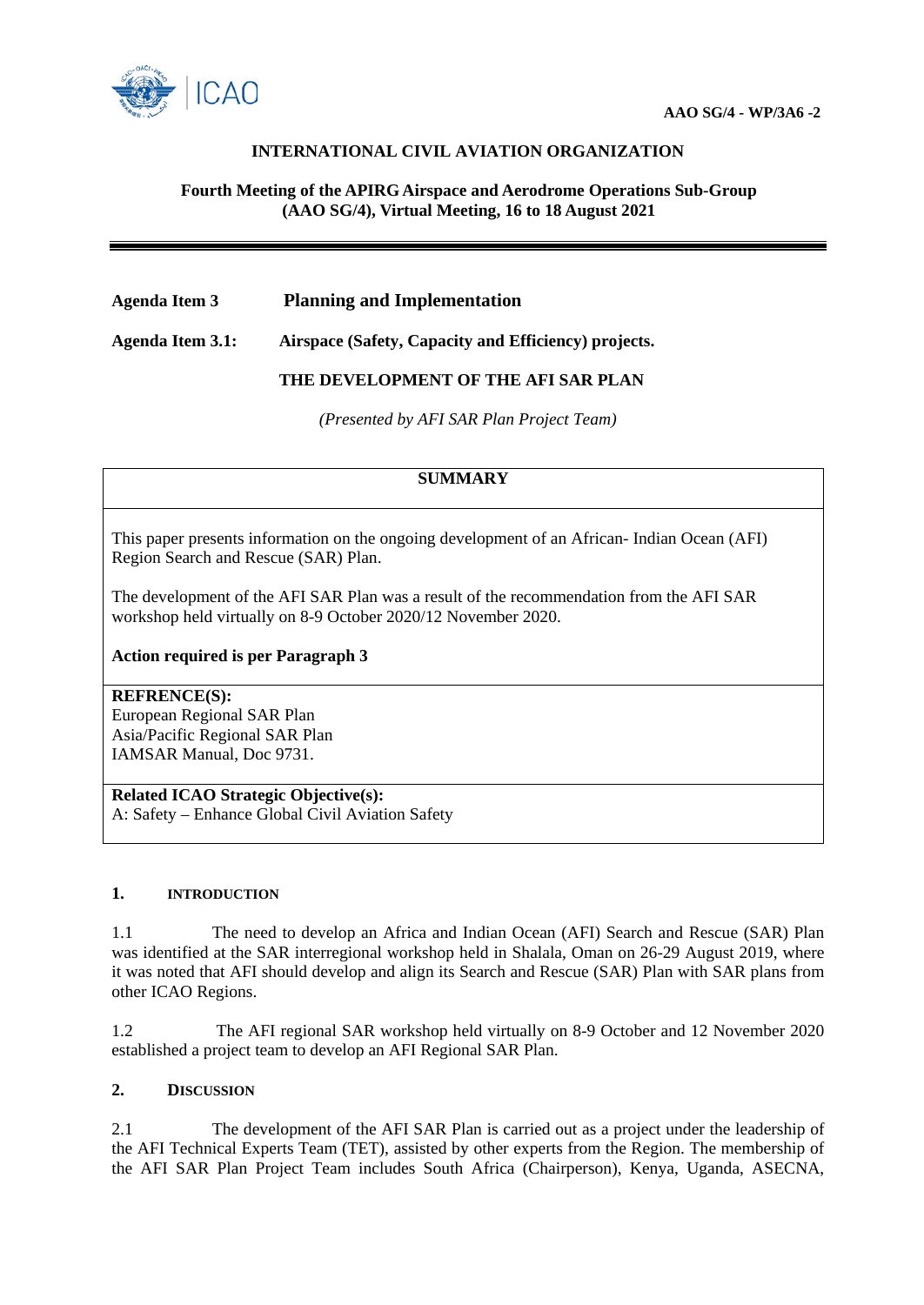**AAO SG/4 - WP/3A6 -2**

**INTERNATIONAL CIVIL AVIATION ORGANIZATION**

**Fourth Meeting of the APIRG Airspace and Aerodrome Operations Sub-Group (AAO SG/4), Virtual Meeting, 16 to 18 August 2021**

---

**Agenda Item 3** **Planning and Implementation**

**Agenda Item 3.1:** **Airspace (Safety, Capacity and Efficiency) projects.**

**THE DEVELOPMENT OF THE AFI SAR PLAN**

*(Presented by AFI SAR Plan Project Team)*

| **SUMMARY** |
|---|
| This paper presents information on the ongoing development of an African- Indian Ocean (AFI) Region Search and Rescue (SAR) Plan.<br><br>The development of the AFI SAR Plan was a result of the recommendation from the AFI SAR workshop held virtually on 8-9 October 2020/12 November 2020.<br><br>**Action required is per Paragraph 3** |
| **REFRENCE(S):**<br>European Regional SAR Plan<br>Asia/Pacific Regional SAR Plan<br>IAMSAR Manual, Doc 9731. |
| **Related ICAO Strategic Objective(s):**<br>A: Safety – Enhance Global Civil Aviation Safety |

## 1. INTRODUCTION

1.1 The need to develop an Africa and Indian Ocean (AFI) Search and Rescue (SAR) Plan was identified at the SAR interregional workshop held in Shalala, Oman on 26-29 August 2019, where it was noted that AFI should develop and align its Search and Rescue (SAR) Plan with SAR plans from other ICAO Regions.

1.2 The AFI regional SAR workshop held virtually on 8-9 October and 12 November 2020 established a project team to develop an AFI Regional SAR Plan.

## 2. DISCUSSION

2.1 The development of the AFI SAR Plan is carried out as a project under the leadership of the AFI Technical Experts Team (TET), assisted by other experts from the Region. The membership of the AFI SAR Plan Project Team includes South Africa (Chairperson), Kenya, Uganda, ASECNA,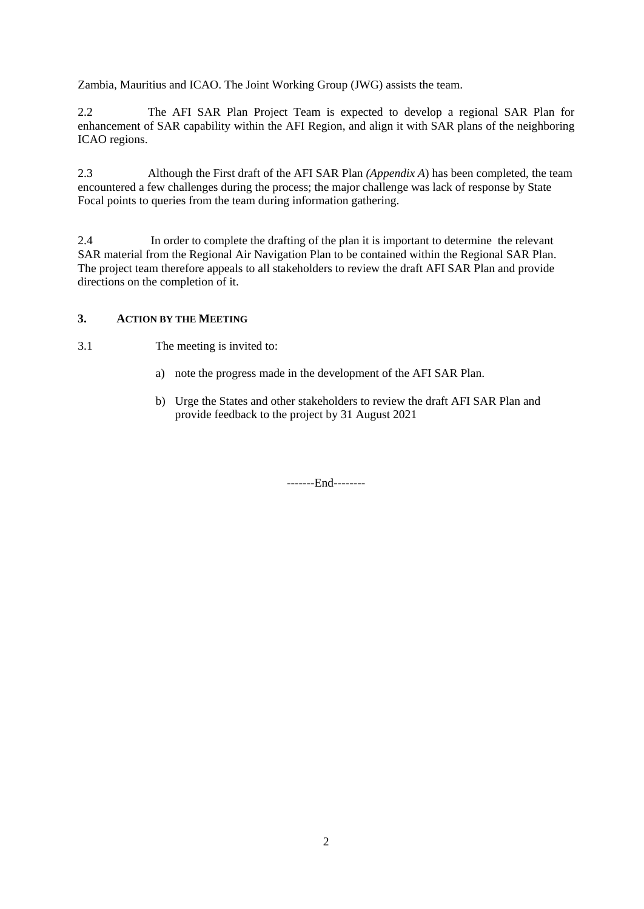Zambia, Mauritius and ICAO. The Joint Working Group (JWG) assists the team.

2.2 The AFI SAR Plan Project Team is expected to develop a regional SAR Plan for enhancement of SAR capability within the AFI Region, and align it with SAR plans of the neighboring ICAO regions.

2.3 Although the First draft of the AFI SAR Plan *(Appendix A*) has been completed, the team encountered a few challenges during the process; the major challenge was lack of response by State Focal points to queries from the team during information gathering.

2.4 In order to complete the drafting of the plan it is important to determine the relevant SAR material from the Regional Air Navigation Plan to be contained within the Regional SAR Plan. The project team therefore appeals to all stakeholders to review the draft AFI SAR Plan and provide directions on the completion of it.

### 3. ACTION BY THE MEETING

3.1 The meeting is invited to:

a) note the progress made in the development of the AFI SAR Plan.

b) Urge the States and other stakeholders to review the draft AFI SAR Plan and provide feedback to the project by 31 August 2021

-------End--------